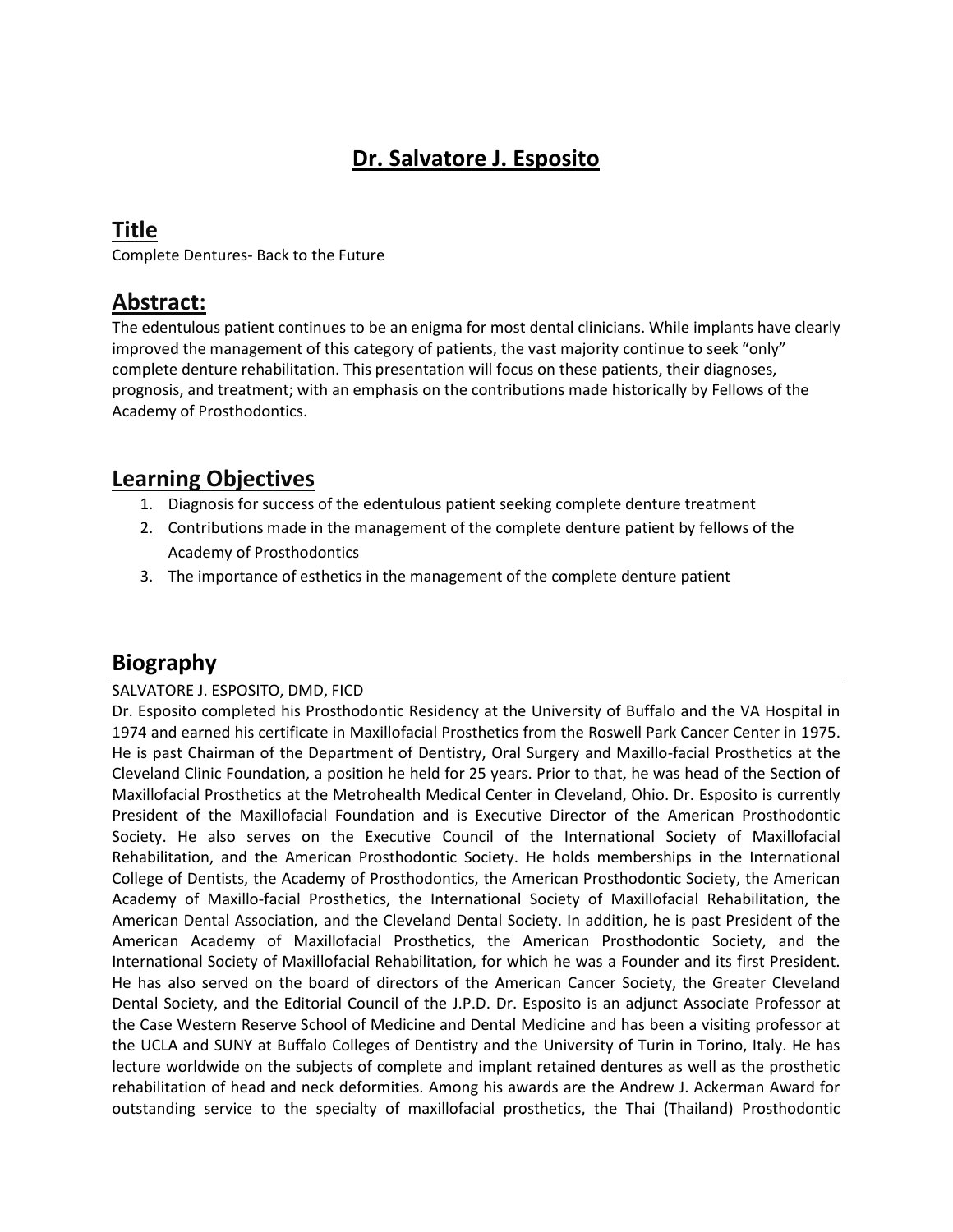# Dr. Salvatore J. Esposito

## Title

Complete Dentures- Back to the Future

## Abstract:

The edentulous patient continues to be an enigma for most dental clinicians. While implants have clearly improved the management of this category of patients, the vast majority continue to seek "only" complete denture rehabilitation. This presentation will focus on these patients, their diagnoses, prognosis, and treatment; with an emphasis on the contributions made historically by Fellows of the Academy of Prosthodontics.

## Learning Objectives

1. Diagnosis for success of the edentulous patient seeking complete denture treatment
2. Contributions made in the management of the complete denture patient by fellows of the Academy of Prosthodontics
3. The importance of esthetics in the management of the complete denture patient

## Biography

SALVATORE J. ESPOSITO, DMD, FICD

Dr. Esposito completed his Prosthodontic Residency at the University of Buffalo and the VA Hospital in 1974 and earned his certificate in Maxillofacial Prosthetics from the Roswell Park Cancer Center in 1975. He is past Chairman of the Department of Dentistry, Oral Surgery and Maxillo-facial Prosthetics at the Cleveland Clinic Foundation, a position he held for 25 years. Prior to that, he was head of the Section of Maxillofacial Prosthetics at the Metrohealth Medical Center in Cleveland, Ohio. Dr. Esposito is currently President of the Maxillofacial Foundation and is Executive Director of the American Prosthodontic Society. He also serves on the Executive Council of the International Society of Maxillofacial Rehabilitation, and the American Prosthodontic Society. He holds memberships in the International College of Dentists, the Academy of Prosthodontics, the American Prosthodontic Society, the American Academy of Maxillo-facial Prosthetics, the International Society of Maxillofacial Rehabilitation, the American Dental Association, and the Cleveland Dental Society. In addition, he is past President of the American Academy of Maxillofacial Prosthetics, the American Prosthodontic Society, and the International Society of Maxillofacial Rehabilitation, for which he was a Founder and its first President. He has also served on the board of directors of the American Cancer Society, the Greater Cleveland Dental Society, and the Editorial Council of the J.P.D. Dr. Esposito is an adjunct Associate Professor at the Case Western Reserve School of Medicine and Dental Medicine and has been a visiting professor at the UCLA and SUNY at Buffalo Colleges of Dentistry and the University of Turin in Torino, Italy. He has lecture worldwide on the subjects of complete and implant retained dentures as well as the prosthetic rehabilitation of head and neck deformities. Among his awards are the Andrew J. Ackerman Award for outstanding service to the specialty of maxillofacial prosthetics, the Thai (Thailand) Prosthodontic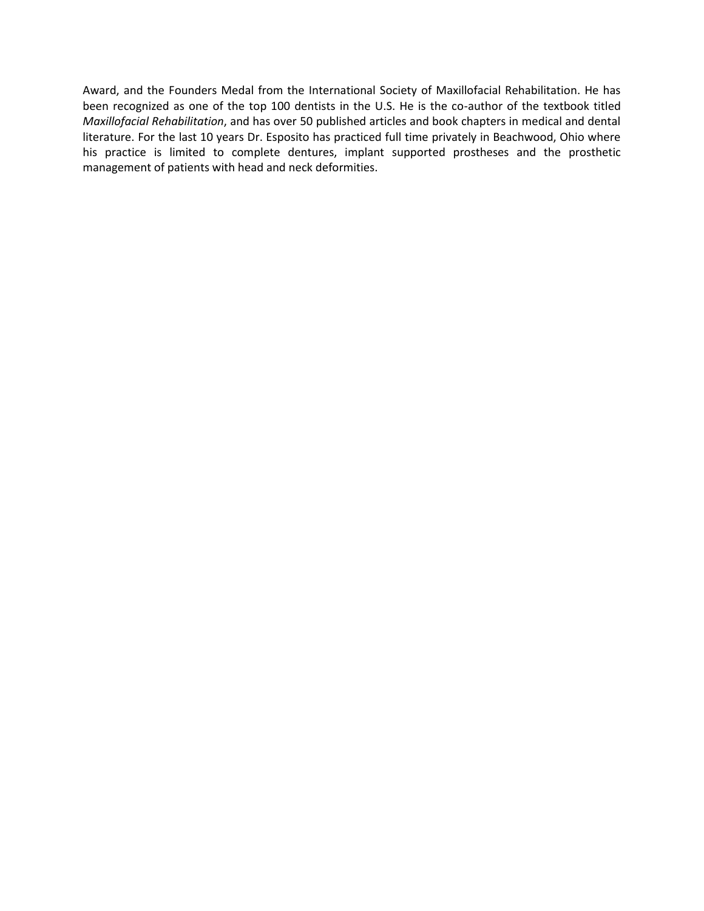Award, and the Founders Medal from the International Society of Maxillofacial Rehabilitation. He has been recognized as one of the top 100 dentists in the U.S. He is the co-author of the textbook titled *Maxillofacial Rehabilitation*, and has over 50 published articles and book chapters in medical and dental literature. For the last 10 years Dr. Esposito has practiced full time privately in Beachwood, Ohio where his practice is limited to complete dentures, implant supported prostheses and the prosthetic management of patients with head and neck deformities.